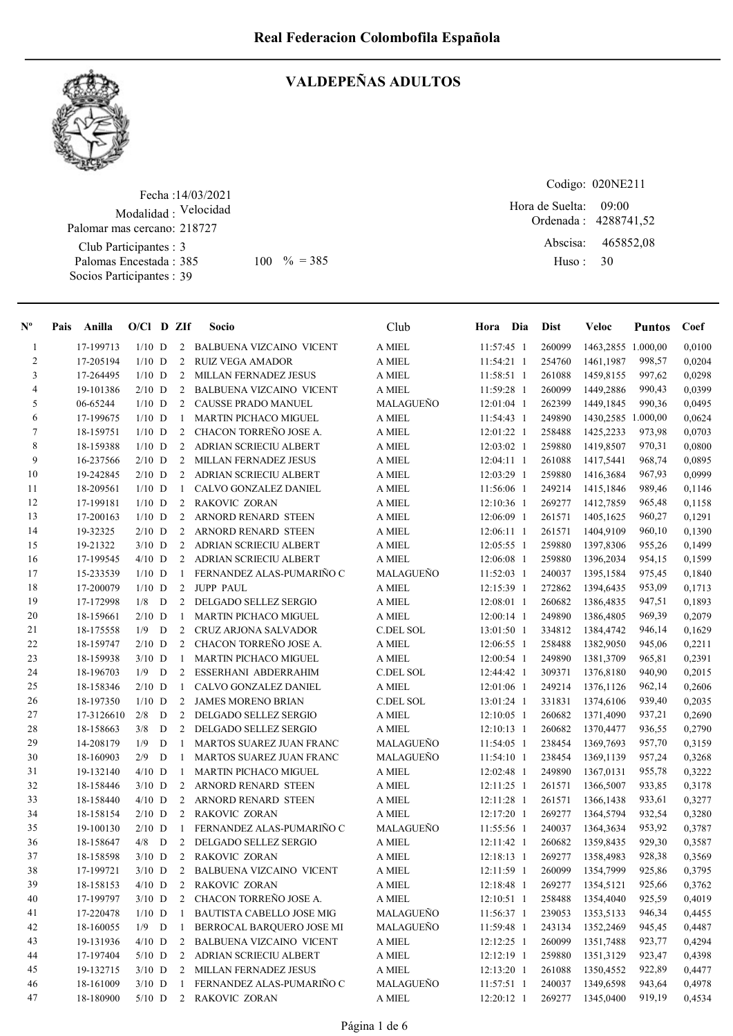# Real Federacion Colombofila Española

## VALDEPEÑAS ADULTOS

Fecha :14/03/2021
Modalidad : Velocidad
Palomar mas cercano: 218727
Club Participantes : 3
Palomas Encestada : 385 100 % = 385
Socios Participantes : 39

Codigo: 020NE211
Hora de Suelta: 09:00
Ordenada : 4288741,52
Abscisa: 465852,08
Huso : 30

| Nº | Pais | Anilla | O/Cl | D | ZIf | Socio | Club | Hora | Dia | Dist | Veloc | Puntos | Coef |
|---|---|---|---|---|---|---|---|---|---|---|---|---|---|
| 1 | | 17-199713 | 1/10 | D | 2 | BALBUENA VIZCAINO VICENT | A MIEL | 11:57:45 | 1 | 260099 | 1463,2855 | 1.000,00 | 0,0100 |
| 2 | | 17-205194 | 1/10 | D | 2 | RUIZ VEGA AMADOR | A MIEL | 11:54:21 | 1 | 254760 | 1461,1987 | 998,57 | 0,0204 |
| 3 | | 17-264495 | 1/10 | D | 2 | MILLAN FERNADEZ JESUS | A MIEL | 11:58:51 | 1 | 261088 | 1459,8155 | 997,62 | 0,0298 |
| 4 | | 19-101386 | 2/10 | D | 2 | BALBUENA VIZCAINO VICENT | A MIEL | 11:59:28 | 1 | 260099 | 1449,2886 | 990,43 | 0,0399 |
| 5 | | 06-65244 | 1/10 | D | 2 | CAUSSE PRADO MANUEL | MALAGUEÑO | 12:01:04 | 1 | 262399 | 1449,1845 | 990,36 | 0,0495 |
| 6 | | 17-199675 | 1/10 | D | 1 | MARTIN PICHACO MIGUEL | A MIEL | 11:54:43 | 1 | 249890 | 1430,2585 | 1.000,00 | 0,0624 |
| 7 | | 18-159751 | 1/10 | D | 2 | CHACON TORREÑO JOSE A. | A MIEL | 12:01:22 | 1 | 258488 | 1425,2233 | 973,98 | 0,0703 |
| 8 | | 18-159388 | 1/10 | D | 2 | ADRIAN SCRIECIU ALBERT | A MIEL | 12:03:02 | 1 | 259880 | 1419,8507 | 970,31 | 0,0800 |
| 9 | | 16-237566 | 2/10 | D | 2 | MILLAN FERNADEZ JESUS | A MIEL | 12:04:11 | 1 | 261088 | 1417,5441 | 968,74 | 0,0895 |
| 10 | | 19-242845 | 2/10 | D | 2 | ADRIAN SCRIECIU ALBERT | A MIEL | 12:03:29 | 1 | 259880 | 1416,3684 | 967,93 | 0,0999 |
| 11 | | 18-209561 | 1/10 | D | 1 | CALVO GONZALEZ DANIEL | A MIEL | 11:56:06 | 1 | 249214 | 1415,1846 | 989,46 | 0,1146 |
| 12 | | 17-199181 | 1/10 | D | 2 | RAKOVIC ZORAN | A MIEL | 12:10:36 | 1 | 269277 | 1412,7859 | 965,48 | 0,1158 |
| 13 | | 17-200163 | 1/10 | D | 2 | ARNORD RENARD STEEN | A MIEL | 12:06:09 | 1 | 261571 | 1405,1625 | 960,27 | 0,1291 |
| 14 | | 19-32325 | 2/10 | D | 2 | ARNORD RENARD STEEN | A MIEL | 12:06:11 | 1 | 261571 | 1404,9109 | 960,10 | 0,1390 |
| 15 | | 19-21322 | 3/10 | D | 2 | ADRIAN SCRIECIU ALBERT | A MIEL | 12:05:55 | 1 | 259880 | 1397,8306 | 955,26 | 0,1499 |
| 16 | | 17-199545 | 4/10 | D | 2 | ADRIAN SCRIECIU ALBERT | A MIEL | 12:06:08 | 1 | 259880 | 1396,2034 | 954,15 | 0,1599 |
| 17 | | 15-233539 | 1/10 | D | 1 | FERNANDEZ ALAS-PUMARIÑO C | MALAGUEÑO | 11:52:03 | 1 | 240037 | 1395,1584 | 975,45 | 0,1840 |
| 18 | | 17-200079 | 1/10 | D | 2 | JUPP PAUL | A MIEL | 12:15:39 | 1 | 272862 | 1394,6435 | 953,09 | 0,1713 |
| 19 | | 17-172998 | 1/8 | D | 2 | DELGADO SELLEZ SERGIO | A MIEL | 12:08:01 | 1 | 260682 | 1386,4835 | 947,51 | 0,1893 |
| 20 | | 18-159661 | 2/10 | D | 1 | MARTIN PICHACO MIGUEL | A MIEL | 12:00:14 | 1 | 249890 | 1386,4805 | 969,39 | 0,2079 |
| 21 | | 18-175558 | 1/9 | D | 2 | CRUZ ARJONA SALVADOR | C.DEL SOL | 13:01:50 | 1 | 334812 | 1384,4742 | 946,14 | 0,1629 |
| 22 | | 18-159747 | 2/10 | D | 2 | CHACON TORREÑO JOSE A. | A MIEL | 12:06:55 | 1 | 258488 | 1382,9050 | 945,06 | 0,2211 |
| 23 | | 18-159938 | 3/10 | D | 1 | MARTIN PICHACO MIGUEL | A MIEL | 12:00:54 | 1 | 249890 | 1381,3709 | 965,81 | 0,2391 |
| 24 | | 18-196703 | 1/9 | D | 2 | ESSERHANI ABDERRAHIM | C.DEL SOL | 12:44:42 | 1 | 309371 | 1376,8180 | 940,90 | 0,2015 |
| 25 | | 18-158346 | 2/10 | D | 1 | CALVO GONZALEZ DANIEL | A MIEL | 12:01:06 | 1 | 249214 | 1376,1126 | 962,14 | 0,2606 |
| 26 | | 18-197350 | 1/10 | D | 2 | JAMES MORENO BRIAN | C.DEL SOL | 13:01:24 | 1 | 331831 | 1374,6106 | 939,40 | 0,2035 |
| 27 | | 17-3126610 | 2/8 | D | 2 | DELGADO SELLEZ SERGIO | A MIEL | 12:10:05 | 1 | 260682 | 1371,4090 | 937,21 | 0,2690 |
| 28 | | 18-158663 | 3/8 | D | 2 | DELGADO SELLEZ SERGIO | A MIEL | 12:10:13 | 1 | 260682 | 1370,4477 | 936,55 | 0,2790 |
| 29 | | 14-208179 | 1/9 | D | 1 | MARTOS SUAREZ JUAN FRANC | MALAGUEÑO | 11:54:05 | 1 | 238454 | 1369,7693 | 957,70 | 0,3159 |
| 30 | | 18-160903 | 2/9 | D | 1 | MARTOS SUAREZ JUAN FRANC | MALAGUEÑO | 11:54:10 | 1 | 238454 | 1369,1139 | 957,24 | 0,3268 |
| 31 | | 19-132140 | 4/10 | D | 1 | MARTIN PICHACO MIGUEL | A MIEL | 12:02:48 | 1 | 249890 | 1367,0131 | 955,78 | 0,3222 |
| 32 | | 18-158446 | 3/10 | D | 2 | ARNORD RENARD STEEN | A MIEL | 12:11:25 | 1 | 261571 | 1366,5007 | 933,85 | 0,3178 |
| 33 | | 18-158440 | 4/10 | D | 2 | ARNORD RENARD STEEN | A MIEL | 12:11:28 | 1 | 261571 | 1366,1438 | 933,61 | 0,3277 |
| 34 | | 18-158154 | 2/10 | D | 2 | RAKOVIC ZORAN | A MIEL | 12:17:20 | 1 | 269277 | 1364,5794 | 932,54 | 0,3280 |
| 35 | | 19-100130 | 2/10 | D | 1 | FERNANDEZ ALAS-PUMARIÑO C | MALAGUEÑO | 11:55:56 | 1 | 240037 | 1364,3634 | 953,92 | 0,3787 |
| 36 | | 18-158647 | 4/8 | D | 2 | DELGADO SELLEZ SERGIO | A MIEL | 12:11:42 | 1 | 260682 | 1359,8435 | 929,30 | 0,3587 |
| 37 | | 18-158598 | 3/10 | D | 2 | RAKOVIC ZORAN | A MIEL | 12:18:13 | 1 | 269277 | 1358,4983 | 928,38 | 0,3569 |
| 38 | | 17-199721 | 3/10 | D | 2 | BALBUENA VIZCAINO VICENT | A MIEL | 12:11:59 | 1 | 260099 | 1354,7999 | 925,86 | 0,3795 |
| 39 | | 18-158153 | 4/10 | D | 2 | RAKOVIC ZORAN | A MIEL | 12:18:48 | 1 | 269277 | 1354,5121 | 925,66 | 0,3762 |
| 40 | | 17-199797 | 3/10 | D | 2 | CHACON TORREÑO JOSE A. | A MIEL | 12:10:51 | 1 | 258488 | 1354,4040 | 925,59 | 0,4019 |
| 41 | | 17-220478 | 1/10 | D | 1 | BAUTISTA CABELLO JOSE MIG | MALAGUEÑO | 11:56:37 | 1 | 239053 | 1353,5133 | 946,34 | 0,4455 |
| 42 | | 18-160055 | 1/9 | D | 1 | BERROCAL BARQUERO JOSE MI | MALAGUEÑO | 11:59:48 | 1 | 243134 | 1352,2469 | 945,45 | 0,4487 |
| 43 | | 19-131936 | 4/10 | D | 2 | BALBUENA VIZCAINO VICENT | A MIEL | 12:12:25 | 1 | 260099 | 1351,7488 | 923,77 | 0,4294 |
| 44 | | 17-197404 | 5/10 | D | 2 | ADRIAN SCRIECIU ALBERT | A MIEL | 12:12:19 | 1 | 259880 | 1351,3129 | 923,47 | 0,4398 |
| 45 | | 19-132715 | 3/10 | D | 2 | MILLAN FERNADEZ JESUS | A MIEL | 12:13:20 | 1 | 261088 | 1350,4552 | 922,89 | 0,4477 |
| 46 | | 18-161009 | 3/10 | D | 1 | FERNANDEZ ALAS-PUMARIÑO C | MALAGUEÑO | 11:57:51 | 1 | 240037 | 1349,6598 | 943,64 | 0,4978 |
| 47 | | 18-180900 | 5/10 | D | 2 | RAKOVIC ZORAN | A MIEL | 12:20:12 | 1 | 269277 | 1345,0400 | 919,19 | 0,4534 |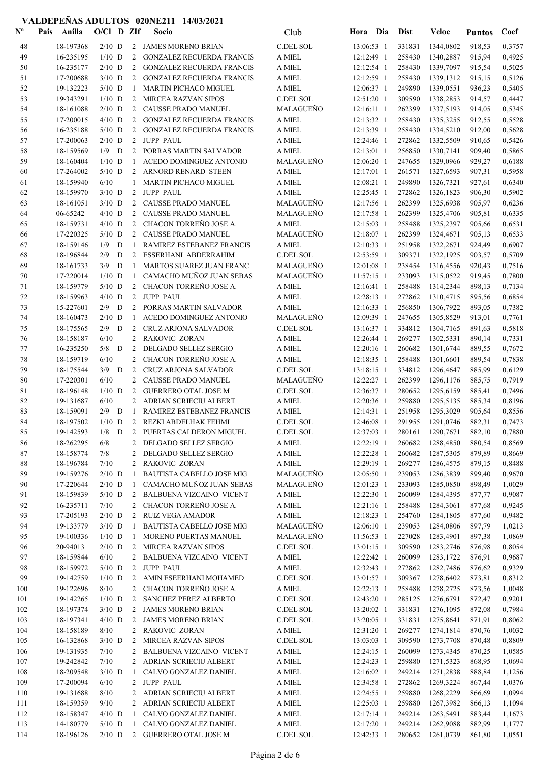# VALDEPEÑAS ADULTOS 020NE211 14/03/2021

| Nº | Pais | Anilla | O/Cl | D | ZIf | Socio | Club | Hora | Dia | Dist | Veloc | Puntos | Coef |
|---|---|---|---|---|---|---|---|---|---|---|---|---|---|
| 48 | | 18-197368 | 2/10 | D | 2 | JAMES MORENO BRIAN | C.DEL SOL | 13:06:53 | 1 | 331831 | 1344,0802 | 918,53 | 0,3757 |
| 49 | | 16-235195 | 1/10 | D | 2 | GONZALEZ RECUERDA FRANCIS | A MIEL | 12:12:49 | 1 | 258430 | 1340,2887 | 915,94 | 0,4925 |
| 50 | | 16-235177 | 2/10 | D | 2 | GONZALEZ RECUERDA FRANCIS | A MIEL | 12:12:54 | 1 | 258430 | 1339,7097 | 915,54 | 0,5025 |
| 51 | | 17-200688 | 3/10 | D | 2 | GONZALEZ RECUERDA FRANCIS | A MIEL | 12:12:59 | 1 | 258430 | 1339,1312 | 915,15 | 0,5126 |
| 52 | | 19-132223 | 5/10 | D | 1 | MARTIN PICHACO MIGUEL | A MIEL | 12:06:37 | 1 | 249890 | 1339,0551 | 936,23 | 0,5405 |
| 53 | | 19-343291 | 1/10 | D | 2 | MIRCEA RAZVAN SIPOS | C.DEL SOL | 12:51:20 | 1 | 309590 | 1338,2853 | 914,57 | 0,4447 |
| 54 | | 18-161088 | 2/10 | D | 2 | CAUSSE PRADO MANUEL | MALAGUEÑO | 12:16:11 | 1 | 262399 | 1337,5193 | 914,05 | 0,5345 |
| 55 | | 17-200015 | 4/10 | D | 2 | GONZALEZ RECUERDA FRANCIS | A MIEL | 12:13:32 | 1 | 258430 | 1335,3255 | 912,55 | 0,5528 |
| 56 | | 16-235188 | 5/10 | D | 2 | GONZALEZ RECUERDA FRANCIS | A MIEL | 12:13:39 | 1 | 258430 | 1334,5210 | 912,00 | 0,5628 |
| 57 | | 17-200063 | 2/10 | D | 2 | JUPP PAUL | A MIEL | 12:24:46 | 1 | 272862 | 1332,5509 | 910,65 | 0,5426 |
| 58 | | 18-159569 | 1/9 | D | 2 | PORRAS MARTIN SALVADOR | A MIEL | 12:13:01 | 1 | 256850 | 1330,7141 | 909,40 | 0,5865 |
| 59 | | 18-160404 | 1/10 | D | 1 | ACEDO DOMINGUEZ ANTONIO | MALAGUEÑO | 12:06:20 | 1 | 247655 | 1329,0966 | 929,27 | 0,6188 |
| 60 | | 17-264002 | 5/10 | D | 2 | ARNORD RENARD STEEN | A MIEL | 12:17:01 | 1 | 261571 | 1327,6593 | 907,31 | 0,5958 |
| 61 | | 18-159940 | 6/10 | | 1 | MARTIN PICHACO MIGUEL | A MIEL | 12:08:21 | 1 | 249890 | 1326,7321 | 927,61 | 0,6340 |
| 62 | | 18-159970 | 3/10 | D | 2 | JUPP PAUL | A MIEL | 12:25:45 | 1 | 272862 | 1326,1823 | 906,30 | 0,5902 |
| 63 | | 18-161051 | 3/10 | D | 2 | CAUSSE PRADO MANUEL | MALAGUEÑO | 12:17:56 | 1 | 262399 | 1325,6938 | 905,97 | 0,6236 |
| 64 | | 06-65242 | 4/10 | D | 2 | CAUSSE PRADO MANUEL | MALAGUEÑO | 12:17:58 | 1 | 262399 | 1325,4706 | 905,81 | 0,6335 |
| 65 | | 18-159731 | 4/10 | D | 2 | CHACON TORREÑO JOSE A. | A MIEL | 12:15:03 | 1 | 258488 | 1325,2397 | 905,66 | 0,6531 |
| 66 | | 17-220325 | 5/10 | D | 2 | CAUSSE PRADO MANUEL | MALAGUEÑO | 12:18:07 | 1 | 262399 | 1324,4671 | 905,13 | 0,6533 |
| 67 | | 18-159146 | 1/9 | D | 1 | RAMIREZ ESTEBANEZ FRANCIS | A MIEL | 12:10:33 | 1 | 251958 | 1322,2671 | 924,49 | 0,6907 |
| 68 | | 18-196844 | 2/9 | D | 2 | ESSERHANI ABDERRAHIM | C.DEL SOL | 12:53:59 | 1 | 309371 | 1322,1925 | 903,57 | 0,5709 |
| 69 | | 18-161733 | 3/9 | D | 1 | MARTOS SUAREZ JUAN FRANC | MALAGUEÑO | 12:01:08 | 1 | 238454 | 1316,4556 | 920,43 | 0,7516 |
| 70 | | 17-220014 | 1/10 | D | 1 | CAMACHO MUÑOZ JUAN SEBAS | MALAGUEÑO | 11:57:15 | 1 | 233093 | 1315,0522 | 919,45 | 0,7800 |
| 71 | | 18-159779 | 5/10 | D | 2 | CHACON TORREÑO JOSE A. | A MIEL | 12:16:41 | 1 | 258488 | 1314,2344 | 898,13 | 0,7134 |
| 72 | | 18-159963 | 4/10 | D | 2 | JUPP PAUL | A MIEL | 12:28:13 | 1 | 272862 | 1310,4715 | 895,56 | 0,6854 |
| 73 | | 15-227601 | 2/9 | D | 2 | PORRAS MARTIN SALVADOR | A MIEL | 12:16:33 | 1 | 256850 | 1306,7922 | 893,05 | 0,7382 |
| 74 | | 18-160473 | 2/10 | D | 1 | ACEDO DOMINGUEZ ANTONIO | MALAGUEÑO | 12:09:39 | 1 | 247655 | 1305,8529 | 913,01 | 0,7761 |
| 75 | | 18-175565 | 2/9 | D | 2 | CRUZ ARJONA SALVADOR | C.DEL SOL | 13:16:37 | 1 | 334812 | 1304,7165 | 891,63 | 0,5818 |
| 76 | | 18-158187 | 6/10 | | 2 | RAKOVIC ZORAN | A MIEL | 12:26:44 | 1 | 269277 | 1302,5331 | 890,14 | 0,7331 |
| 77 | | 16-235250 | 5/8 | D | 2 | DELGADO SELLEZ SERGIO | A MIEL | 12:20:16 | 1 | 260682 | 1301,6744 | 889,55 | 0,7672 |
| 78 | | 18-159719 | 6/10 | | 2 | CHACON TORREÑO JOSE A. | A MIEL | 12:18:35 | 1 | 258488 | 1301,6601 | 889,54 | 0,7838 |
| 79 | | 18-175544 | 3/9 | D | 2 | CRUZ ARJONA SALVADOR | C.DEL SOL | 13:18:15 | 1 | 334812 | 1296,4647 | 885,99 | 0,6129 |
| 80 | | 17-220301 | 6/10 | | 2 | CAUSSE PRADO MANUEL | MALAGUEÑO | 12:22:27 | 1 | 262399 | 1296,1176 | 885,75 | 0,7919 |
| 81 | | 18-196148 | 1/10 | D | 2 | GUERRERO OTAL JOSE M | C.DEL SOL | 12:36:37 | 1 | 280652 | 1295,6159 | 885,41 | 0,7496 |
| 82 | | 19-131687 | 6/10 | | 2 | ADRIAN SCRIECIU ALBERT | A MIEL | 12:20:36 | 1 | 259880 | 1295,5135 | 885,34 | 0,8196 |
| 83 | | 18-159091 | 2/9 | D | 1 | RAMIREZ ESTEBANEZ FRANCIS | A MIEL | 12:14:31 | 1 | 251958 | 1295,3029 | 905,64 | 0,8556 |
| 84 | | 18-197502 | 1/10 | D | 2 | REZKI ABDELHAK FEHMI | C.DEL SOL | 12:46:08 | 1 | 291955 | 1291,0746 | 882,31 | 0,7473 |
| 85 | | 19-142593 | 1/8 | D | 2 | PUERTAS CALDERON MIGUEL | C.DEL SOL | 12:37:03 | 1 | 280161 | 1290,7671 | 882,10 | 0,7880 |
| 86 | | 18-262295 | 6/8 | | 2 | DELGADO SELLEZ SERGIO | A MIEL | 12:22:19 | 1 | 260682 | 1288,4850 | 880,54 | 0,8569 |
| 87 | | 18-158774 | 7/8 | | 2 | DELGADO SELLEZ SERGIO | A MIEL | 12:22:28 | 1 | 260682 | 1287,5305 | 879,89 | 0,8669 |
| 88 | | 18-196784 | 7/10 | | 2 | RAKOVIC ZORAN | A MIEL | 12:29:19 | 1 | 269277 | 1286,4575 | 879,15 | 0,8488 |
| 89 | | 19-159276 | 2/10 | D | 1 | BAUTISTA CABELLO JOSE MIG | MALAGUEÑO | 12:05:50 | 1 | 239053 | 1286,3839 | 899,40 | 0,9670 |
| 90 | | 17-220644 | 2/10 | D | 1 | CAMACHO MUÑOZ JUAN SEBAS | MALAGUEÑO | 12:01:23 | 1 | 233093 | 1285,0850 | 898,49 | 1,0029 |
| 91 | | 18-159839 | 5/10 | D | 2 | BALBUENA VIZCAINO VICENT | A MIEL | 12:22:30 | 1 | 260099 | 1284,4395 | 877,77 | 0,9087 |
| 92 | | 16-235711 | 7/10 | | 2 | CHACON TORREÑO JOSE A. | A MIEL | 12:21:16 | 1 | 258488 | 1284,3061 | 877,68 | 0,9245 |
| 93 | | 17-205193 | 2/10 | D | 2 | RUIZ VEGA AMADOR | A MIEL | 12:18:23 | 1 | 254760 | 1284,1805 | 877,60 | 0,9482 |
| 94 | | 19-133779 | 3/10 | D | 1 | BAUTISTA CABELLO JOSE MIG | MALAGUEÑO | 12:06:10 | 1 | 239053 | 1284,0806 | 897,79 | 1,0213 |
| 95 | | 19-100336 | 1/10 | D | 1 | MORENO PUERTAS MANUEL | MALAGUEÑO | 11:56:53 | 1 | 227028 | 1283,4901 | 897,38 | 1,0869 |
| 96 | | 20-94013 | 2/10 | D | 2 | MIRCEA RAZVAN SIPOS | C.DEL SOL | 13:01:15 | 1 | 309590 | 1283,2746 | 876,98 | 0,8054 |
| 97 | | 18-159844 | 6/10 | | 2 | BALBUENA VIZCAINO VICENT | A MIEL | 12:22:42 | 1 | 260099 | 1283,1722 | 876,91 | 0,9687 |
| 98 | | 18-159972 | 5/10 | D | 2 | JUPP PAUL | A MIEL | 12:32:43 | 1 | 272862 | 1282,7486 | 876,62 | 0,9329 |
| 99 | | 19-142759 | 1/10 | D | 2 | AMIN ESEERHANI MOHAMED | C.DEL SOL | 13:01:57 | 1 | 309367 | 1278,6402 | 873,81 | 0,8312 |
| 100 | | 19-122696 | 8/10 | | 2 | CHACON TORREÑO JOSE A. | A MIEL | 12:22:13 | 1 | 258488 | 1278,2725 | 873,56 | 1,0048 |
| 101 | | 19-142265 | 1/10 | D | 2 | SANCHEZ PEREZ ALBERTO | C.DEL SOL | 12:43:20 | 1 | 285125 | 1276,6791 | 872,47 | 0,9201 |
| 102 | | 18-197374 | 3/10 | D | 2 | JAMES MORENO BRIAN | C.DEL SOL | 13:20:02 | 1 | 331831 | 1276,1095 | 872,08 | 0,7984 |
| 103 | | 18-197341 | 4/10 | D | 2 | JAMES MORENO BRIAN | C.DEL SOL | 13:20:05 | 1 | 331831 | 1275,8641 | 871,91 | 0,8062 |
| 104 | | 18-158189 | 8/10 | | 2 | RAKOVIC ZORAN | A MIEL | 12:31:20 | 1 | 269277 | 1274,1814 | 870,76 | 1,0032 |
| 105 | | 16-132868 | 3/10 | D | 2 | MIRCEA RAZVAN SIPOS | C.DEL SOL | 13:03:03 | 1 | 309590 | 1273,7708 | 870,48 | 0,8809 |
| 106 | | 19-131935 | 7/10 | | 2 | BALBUENA VIZCAINO VICENT | A MIEL | 12:24:15 | 1 | 260099 | 1273,4345 | 870,25 | 1,0585 |
| 107 | | 19-242842 | 7/10 | | 2 | ADRIAN SCRIECIU ALBERT | A MIEL | 12:24:23 | 1 | 259880 | 1271,5323 | 868,95 | 1,0694 |
| 108 | | 18-209548 | 3/10 | D | 1 | CALVO GONZALEZ DANIEL | A MIEL | 12:16:02 | 1 | 249214 | 1271,2838 | 888,84 | 1,1256 |
| 109 | | 17-200094 | 6/10 | | 2 | JUPP PAUL | A MIEL | 12:34:58 | 1 | 272862 | 1269,3224 | 867,44 | 1,0376 |
| 110 | | 19-131688 | 8/10 | | 2 | ADRIAN SCRIECIU ALBERT | A MIEL | 12:24:55 | 1 | 259880 | 1268,2229 | 866,69 | 1,0994 |
| 111 | | 18-159359 | 9/10 | | 2 | ADRIAN SCRIECIU ALBERT | A MIEL | 12:25:03 | 1 | 259880 | 1267,3982 | 866,13 | 1,1094 |
| 112 | | 18-158347 | 4/10 | D | 1 | CALVO GONZALEZ DANIEL | A MIEL | 12:17:14 | 1 | 249214 | 1263,5491 | 883,44 | 1,1673 |
| 113 | | 14-180779 | 5/10 | D | 1 | CALVO GONZALEZ DANIEL | A MIEL | 12:17:20 | 1 | 249214 | 1262,9088 | 882,99 | 1,1777 |
| 114 | | 18-196126 | 2/10 | D | 2 | GUERRERO OTAL JOSE M | C.DEL SOL | 12:42:33 | 1 | 280652 | 1261,0739 | 861,80 | 1,0551 |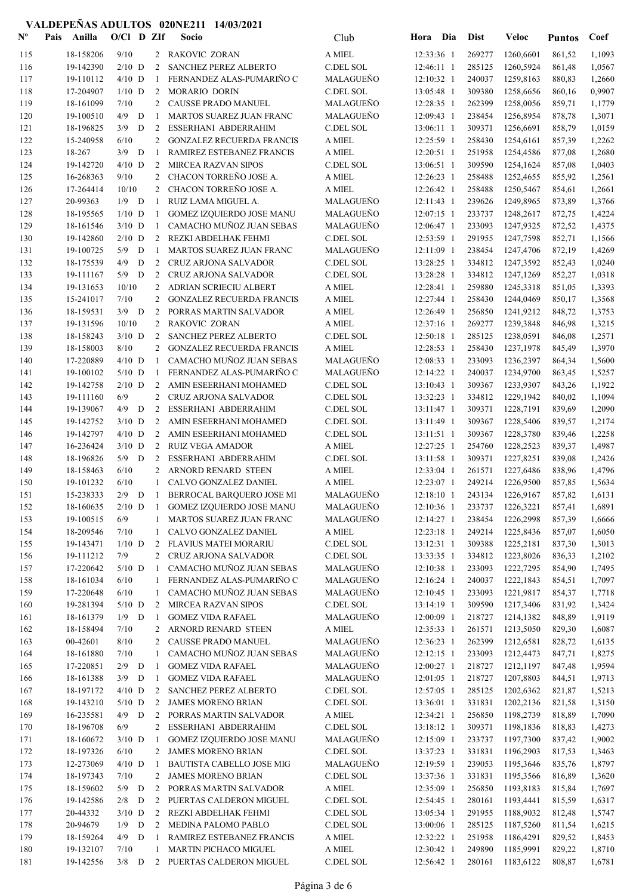# VALDEPEÑAS ADULTOS 020NE211 14/03/2021

| Nº | Pais | Anilla | O/Cl | D | ZIf | Socio | Club | Hora | Dia | Dist | Veloc | Puntos | Coef |
|---|---|---|---|---|---|---|---|---|---|---|---|---|---|
| 115 | | 18-158206 | 9/10 | | 2 | RAKOVIC ZORAN | A MIEL | 12:33:36 | 1 | 269277 | 1260,6601 | 861,52 | 1,1093 |
| 116 | | 19-142390 | 2/10 | D | 2 | SANCHEZ PEREZ ALBERTO | C.DEL SOL | 12:46:11 | 1 | 285125 | 1260,5924 | 861,48 | 1,0567 |
| 117 | | 19-110112 | 4/10 | D | 1 | FERNANDEZ ALAS-PUMARIÑO C | MALAGUEÑO | 12:10:32 | 1 | 240037 | 1259,8163 | 880,83 | 1,2660 |
| 118 | | 17-204907 | 1/10 | D | 2 | MORARIO DORIN | C.DEL SOL | 13:05:48 | 1 | 309380 | 1258,6656 | 860,16 | 0,9907 |
| 119 | | 18-161099 | 7/10 | | 2 | CAUSSE PRADO MANUEL | MALAGUEÑO | 12:28:35 | 1 | 262399 | 1258,0056 | 859,71 | 1,1779 |
| 120 | | 19-100510 | 4/9 | D | 1 | MARTOS SUAREZ JUAN FRANC | MALAGUEÑO | 12:09:43 | 1 | 238454 | 1256,8954 | 878,78 | 1,3071 |
| 121 | | 18-196825 | 3/9 | D | 2 | ESSERHANI ABDERRAHIM | C.DEL SOL | 13:06:11 | 1 | 309371 | 1256,6691 | 858,79 | 1,0159 |
| 122 | | 15-240958 | 6/10 | | 2 | GONZALEZ RECUERDA FRANCIS | A MIEL | 12:25:59 | 1 | 258430 | 1254,6161 | 857,39 | 1,2262 |
| 123 | | 18-267 | 3/9 | D | 1 | RAMIREZ ESTEBANEZ FRANCIS | A MIEL | 12:20:51 | 1 | 251958 | 1254,4586 | 877,08 | 1,2680 |
| 124 | | 19-142720 | 4/10 | D | 2 | MIRCEA RAZVAN SIPOS | C.DEL SOL | 13:06:51 | 1 | 309590 | 1254,1624 | 857,08 | 1,0403 |
| 125 | | 16-268363 | 9/10 | | 2 | CHACON TORREÑO JOSE A. | A MIEL | 12:26:23 | 1 | 258488 | 1252,4655 | 855,92 | 1,2561 |
| 126 | | 17-264414 | 10/10 | | 2 | CHACON TORREÑO JOSE A. | A MIEL | 12:26:42 | 1 | 258488 | 1250,5467 | 854,61 | 1,2661 |
| 127 | | 20-99363 | 1/9 | D | 1 | RUIZ LAMA MIGUEL A. | MALAGUEÑO | 12:11:43 | 1 | 239626 | 1249,8965 | 873,89 | 1,3766 |
| 128 | | 18-195565 | 1/10 | D | 1 | GOMEZ IZQUIERDO JOSE MANU | MALAGUEÑO | 12:07:15 | 1 | 233737 | 1248,2617 | 872,75 | 1,4224 |
| 129 | | 18-161546 | 3/10 | D | 1 | CAMACHO MUÑOZ JUAN SEBAS | MALAGUEÑO | 12:06:47 | 1 | 233093 | 1247,9325 | 872,52 | 1,4375 |
| 130 | | 19-142860 | 2/10 | D | 2 | REZKI ABDELHAK FEHMI | C.DEL SOL | 12:53:59 | 1 | 291955 | 1247,7598 | 852,71 | 1,1566 |
| 131 | | 19-100725 | 5/9 | D | 1 | MARTOS SUAREZ JUAN FRANC | MALAGUEÑO | 12:11:09 | 1 | 238454 | 1247,4706 | 872,19 | 1,4269 |
| 132 | | 18-175539 | 4/9 | D | 2 | CRUZ ARJONA SALVADOR | C.DEL SOL | 13:28:25 | 1 | 334812 | 1247,3592 | 852,43 | 1,0240 |
| 133 | | 19-111167 | 5/9 | D | 2 | CRUZ ARJONA SALVADOR | C.DEL SOL | 13:28:28 | 1 | 334812 | 1247,1269 | 852,27 | 1,0318 |
| 134 | | 19-131653 | 10/10 | | 2 | ADRIAN SCRIECIU ALBERT | A MIEL | 12:28:41 | 1 | 259880 | 1245,3318 | 851,05 | 1,3393 |
| 135 | | 15-241017 | 7/10 | | 2 | GONZALEZ RECUERDA FRANCIS | A MIEL | 12:27:44 | 1 | 258430 | 1244,0469 | 850,17 | 1,3568 |
| 136 | | 18-159531 | 3/9 | D | 2 | PORRAS MARTIN SALVADOR | A MIEL | 12:26:49 | 1 | 256850 | 1241,9212 | 848,72 | 1,3753 |
| 137 | | 19-131596 | 10/10 | | 2 | RAKOVIC ZORAN | A MIEL | 12:37:16 | 1 | 269277 | 1239,3848 | 846,98 | 1,3215 |
| 138 | | 18-158243 | 3/10 | D | 2 | SANCHEZ PEREZ ALBERTO | C.DEL SOL | 12:50:18 | 1 | 285125 | 1238,0591 | 846,08 | 1,2571 |
| 139 | | 18-158003 | 8/10 | | 2 | GONZALEZ RECUERDA FRANCIS | A MIEL | 12:28:53 | 1 | 258430 | 1237,1978 | 845,49 | 1,3970 |
| 140 | | 17-220889 | 4/10 | D | 1 | CAMACHO MUÑOZ JUAN SEBAS | MALAGUEÑO | 12:08:33 | 1 | 233093 | 1236,2397 | 864,34 | 1,5600 |
| 141 | | 19-100102 | 5/10 | D | 1 | FERNANDEZ ALAS-PUMARIÑO C | MALAGUEÑO | 12:14:22 | 1 | 240037 | 1234,9700 | 863,45 | 1,5257 |
| 142 | | 19-142758 | 2/10 | D | 2 | AMIN ESEERHANI MOHAMED | C.DEL SOL | 13:10:43 | 1 | 309367 | 1233,9307 | 843,26 | 1,1922 |
| 143 | | 19-111160 | 6/9 | | 2 | CRUZ ARJONA SALVADOR | C.DEL SOL | 13:32:23 | 1 | 334812 | 1229,1942 | 840,02 | 1,1094 |
| 144 | | 19-139067 | 4/9 | D | 2 | ESSERHANI ABDERRAHIM | C.DEL SOL | 13:11:47 | 1 | 309371 | 1228,7191 | 839,69 | 1,2090 |
| 145 | | 19-142752 | 3/10 | D | 2 | AMIN ESEERHANI MOHAMED | C.DEL SOL | 13:11:49 | 1 | 309367 | 1228,5406 | 839,57 | 1,2174 |
| 146 | | 19-142797 | 4/10 | D | 2 | AMIN ESEERHANI MOHAMED | C.DEL SOL | 13:11:51 | 1 | 309367 | 1228,3780 | 839,46 | 1,2258 |
| 147 | | 16-236424 | 3/10 | D | 2 | RUIZ VEGA AMADOR | A MIEL | 12:27:25 | 1 | 254760 | 1228,2523 | 839,37 | 1,4987 |
| 148 | | 18-196826 | 5/9 | D | 2 | ESSERHANI ABDERRAHIM | C.DEL SOL | 13:11:58 | 1 | 309371 | 1227,8251 | 839,08 | 1,2426 |
| 149 | | 18-158463 | 6/10 | | 2 | ARNORD RENARD STEEN | A MIEL | 12:33:04 | 1 | 261571 | 1227,6486 | 838,96 | 1,4796 |
| 150 | | 19-101232 | 6/10 | | 1 | CALVO GONZALEZ DANIEL | A MIEL | 12:23:07 | 1 | 249214 | 1226,9500 | 857,85 | 1,5634 |
| 151 | | 15-238333 | 2/9 | D | 1 | BERROCAL BARQUERO JOSE MI | MALAGUEÑO | 12:18:10 | 1 | 243134 | 1226,9167 | 857,82 | 1,6131 |
| 152 | | 18-160635 | 2/10 | D | 1 | GOMEZ IZQUIERDO JOSE MANU | MALAGUEÑO | 12:10:36 | 1 | 233737 | 1226,3221 | 857,41 | 1,6891 |
| 153 | | 19-100515 | 6/9 | | 1 | MARTOS SUAREZ JUAN FRANC | MALAGUEÑO | 12:14:27 | 1 | 238454 | 1226,2998 | 857,39 | 1,6666 |
| 154 | | 18-209546 | 7/10 | | 1 | CALVO GONZALEZ DANIEL | A MIEL | 12:23:18 | 1 | 249214 | 1225,8436 | 857,07 | 1,6050 |
| 155 | | 19-143471 | 1/10 | D | 2 | FLAVIUS MATEI MORARIU | C.DEL SOL | 13:12:31 | 1 | 309388 | 1225,2181 | 837,30 | 1,3013 |
| 156 | | 19-111212 | 7/9 | | 2 | CRUZ ARJONA SALVADOR | C.DEL SOL | 13:33:35 | 1 | 334812 | 1223,8026 | 836,33 | 1,2102 |
| 157 | | 17-220642 | 5/10 | D | 1 | CAMACHO MUÑOZ JUAN SEBAS | MALAGUEÑO | 12:10:38 | 1 | 233093 | 1222,7295 | 854,90 | 1,7495 |
| 158 | | 18-161034 | 6/10 | | 1 | FERNANDEZ ALAS-PUMARIÑO C | MALAGUEÑO | 12:16:24 | 1 | 240037 | 1222,1843 | 854,51 | 1,7097 |
| 159 | | 17-220648 | 6/10 | | 1 | CAMACHO MUÑOZ JUAN SEBAS | MALAGUEÑO | 12:10:45 | 1 | 233093 | 1221,9817 | 854,37 | 1,7718 |
| 160 | | 19-281394 | 5/10 | D | 2 | MIRCEA RAZVAN SIPOS | C.DEL SOL | 13:14:19 | 1 | 309590 | 1217,3406 | 831,92 | 1,3424 |
| 161 | | 18-161379 | 1/9 | D | 1 | GOMEZ VIDA RAFAEL | MALAGUEÑO | 12:00:09 | 1 | 218727 | 1214,1382 | 848,89 | 1,9119 |
| 162 | | 18-158494 | 7/10 | | 2 | ARNORD RENARD STEEN | A MIEL | 12:35:33 | 1 | 261571 | 1213,5050 | 829,30 | 1,6087 |
| 163 | | 00-42601 | 8/10 | | 2 | CAUSSE PRADO MANUEL | MALAGUEÑO | 12:36:23 | 1 | 262399 | 1212,6581 | 828,72 | 1,6135 |
| 164 | | 18-161880 | 7/10 | | 1 | CAMACHO MUÑOZ JUAN SEBAS | MALAGUEÑO | 12:12:15 | 1 | 233093 | 1212,4473 | 847,71 | 1,8275 |
| 165 | | 17-220851 | 2/9 | D | 1 | GOMEZ VIDA RAFAEL | MALAGUEÑO | 12:00:27 | 1 | 218727 | 1212,1197 | 847,48 | 1,9594 |
| 166 | | 18-161388 | 3/9 | D | 1 | GOMEZ VIDA RAFAEL | MALAGUEÑO | 12:01:05 | 1 | 218727 | 1207,8803 | 844,51 | 1,9713 |
| 167 | | 18-197172 | 4/10 | D | 2 | SANCHEZ PEREZ ALBERTO | C.DEL SOL | 12:57:05 | 1 | 285125 | 1202,6362 | 821,87 | 1,5213 |
| 168 | | 19-143210 | 5/10 | D | 2 | JAMES MORENO BRIAN | C.DEL SOL | 13:36:01 | 1 | 331831 | 1202,2136 | 821,58 | 1,3150 |
| 169 | | 16-235581 | 4/9 | D | 2 | PORRAS MARTIN SALVADOR | A MIEL | 12:34:21 | 1 | 256850 | 1198,2739 | 818,89 | 1,7090 |
| 170 | | 18-196708 | 6/9 | | 2 | ESSERHANI ABDERRAHIM | C.DEL SOL | 13:18:12 | 1 | 309371 | 1198,1836 | 818,83 | 1,4273 |
| 171 | | 18-160672 | 3/10 | D | 1 | GOMEZ IZQUIERDO JOSE MANU | MALAGUEÑO | 12:15:09 | 1 | 233737 | 1197,7300 | 837,42 | 1,9002 |
| 172 | | 18-197326 | 6/10 | | 2 | JAMES MORENO BRIAN | C.DEL SOL | 13:37:23 | 1 | 331831 | 1196,2903 | 817,53 | 1,3463 |
| 173 | | 12-273069 | 4/10 | D | 1 | BAUTISTA CABELLO JOSE MIG | MALAGUEÑO | 12:19:59 | 1 | 239053 | 1195,3646 | 835,76 | 1,8797 |
| 174 | | 18-197343 | 7/10 | | 2 | JAMES MORENO BRIAN | C.DEL SOL | 13:37:36 | 1 | 331831 | 1195,3566 | 816,89 | 1,3620 |
| 175 | | 18-159602 | 5/9 | D | 2 | PORRAS MARTIN SALVADOR | A MIEL | 12:35:09 | 1 | 256850 | 1193,8183 | 815,84 | 1,7697 |
| 176 | | 19-142586 | 2/8 | D | 2 | PUERTAS CALDERON MIGUEL | C.DEL SOL | 12:54:45 | 1 | 280161 | 1193,4441 | 815,59 | 1,6317 |
| 177 | | 20-44332 | 3/10 | D | 2 | REZKI ABDELHAK FEHMI | C.DEL SOL | 13:05:34 | 1 | 291955 | 1188,9032 | 812,48 | 1,5747 |
| 178 | | 20-94679 | 1/9 | D | 2 | MEDINA PALOMO PABLO | C.DEL SOL | 13:00:06 | 1 | 285125 | 1187,5260 | 811,54 | 1,6215 |
| 179 | | 18-159264 | 4/9 | D | 1 | RAMIREZ ESTEBANEZ FRANCIS | A MIEL | 12:32:22 | 1 | 251958 | 1186,4291 | 829,52 | 1,8453 |
| 180 | | 19-132107 | 7/10 | | 1 | MARTIN PICHACO MIGUEL | A MIEL | 12:30:42 | 1 | 249890 | 1185,9991 | 829,22 | 1,8710 |
| 181 | | 19-142556 | 3/8 | D | 2 | PUERTAS CALDERON MIGUEL | C.DEL SOL | 12:56:42 | 1 | 280161 | 1183,6122 | 808,87 | 1,6781 |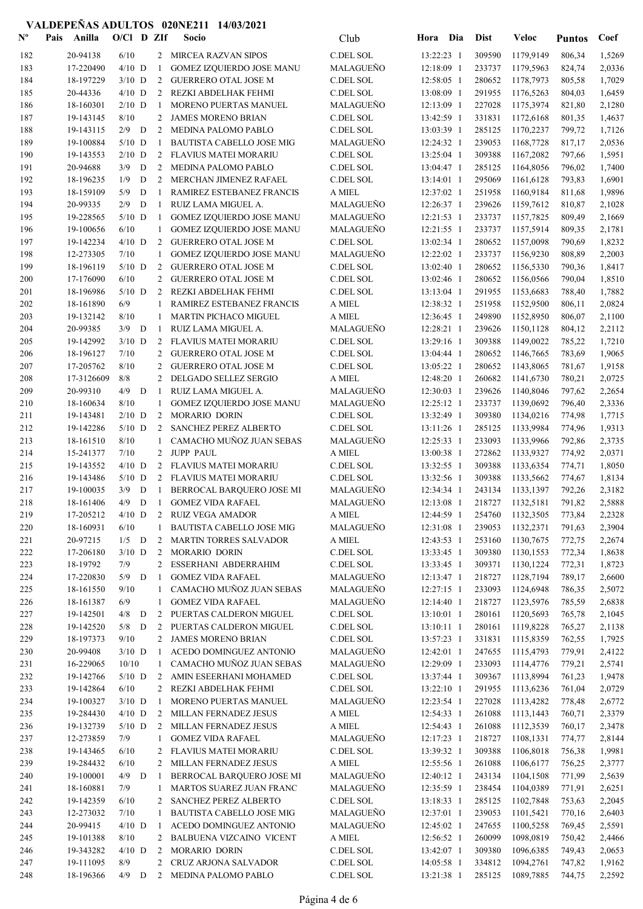# VALDEPEÑAS ADULTOS 020NE211 14/03/2021

| Nº | Pais | Anilla | O/Cl | D | ZIf | Socio | Club | Hora | Dia | Dist | Veloc | Puntos | Coef |
|---|---|---|---|---|---|---|---|---|---|---|---|---|---|
| 182 | | 20-94138 | 6/10 | | 2 | MIRCEA RAZVAN SIPOS | C.DEL SOL | 13:22:23 | 1 | 309590 | 1179,9149 | 806,34 | 1,5269 |
| 183 | | 17-220490 | 4/10 | D | 1 | GOMEZ IZQUIERDO JOSE MANU | MALAGUEÑO | 12:18:09 | 1 | 233737 | 1179,5963 | 824,74 | 2,0336 |
| 184 | | 18-197229 | 3/10 | D | 2 | GUERRERO OTAL JOSE M | C.DEL SOL | 12:58:05 | 1 | 280652 | 1178,7973 | 805,58 | 1,7029 |
| 185 | | 20-44336 | 4/10 | D | 2 | REZKI ABDELHAK FEHMI | C.DEL SOL | 13:08:09 | 1 | 291955 | 1176,5263 | 804,03 | 1,6459 |
| 186 | | 18-160301 | 2/10 | D | 1 | MORENO PUERTAS MANUEL | MALAGUEÑO | 12:13:09 | 1 | 227028 | 1175,3974 | 821,80 | 2,1280 |
| 187 | | 19-143145 | 8/10 | | 2 | JAMES MORENO BRIAN | C.DEL SOL | 13:42:59 | 1 | 331831 | 1172,6168 | 801,35 | 1,4637 |
| 188 | | 19-143115 | 2/9 | D | 2 | MEDINA PALOMO PABLO | C.DEL SOL | 13:03:39 | 1 | 285125 | 1170,2237 | 799,72 | 1,7126 |
| 189 | | 19-100884 | 5/10 | D | 1 | BAUTISTA CABELLO JOSE MIG | MALAGUEÑO | 12:24:32 | 1 | 239053 | 1168,7728 | 817,17 | 2,0536 |
| 190 | | 19-143553 | 2/10 | D | 2 | FLAVIUS MATEI MORARIU | C.DEL SOL | 13:25:04 | 1 | 309388 | 1167,2082 | 797,66 | 1,5951 |
| 191 | | 20-94688 | 3/9 | D | 2 | MEDINA PALOMO PABLO | C.DEL SOL | 13:04:47 | 1 | 285125 | 1164,8056 | 796,02 | 1,7400 |
| 192 | | 18-196235 | 1/9 | D | 2 | MERCHAN JIMENEZ RAFAEL | C.DEL SOL | 13:14:01 | 1 | 295069 | 1161,6128 | 793,83 | 1,6901 |
| 193 | | 18-159109 | 5/9 | D | 1 | RAMIREZ ESTEBANEZ FRANCIS | A MIEL | 12:37:02 | 1 | 251958 | 1160,9184 | 811,68 | 1,9896 |
| 194 | | 20-99335 | 2/9 | D | 1 | RUIZ LAMA MIGUEL A. | MALAGUEÑO | 12:26:37 | 1 | 239626 | 1159,7612 | 810,87 | 2,1028 |
| 195 | | 19-228565 | 5/10 | D | 1 | GOMEZ IZQUIERDO JOSE MANU | MALAGUEÑO | 12:21:53 | 1 | 233737 | 1157,7825 | 809,49 | 2,1669 |
| 196 | | 19-100656 | 6/10 | | 1 | GOMEZ IZQUIERDO JOSE MANU | MALAGUEÑO | 12:21:55 | 1 | 233737 | 1157,5914 | 809,35 | 2,1781 |
| 197 | | 19-142234 | 4/10 | D | 2 | GUERRERO OTAL JOSE M | C.DEL SOL | 13:02:34 | 1 | 280652 | 1157,0098 | 790,69 | 1,8232 |
| 198 | | 12-273305 | 7/10 | | 1 | GOMEZ IZQUIERDO JOSE MANU | MALAGUEÑO | 12:22:02 | 1 | 233737 | 1156,9230 | 808,89 | 2,2003 |
| 199 | | 18-196119 | 5/10 | D | 2 | GUERRERO OTAL JOSE M | C.DEL SOL | 13:02:40 | 1 | 280652 | 1156,5330 | 790,36 | 1,8417 |
| 200 | | 17-176090 | 6/10 | | 2 | GUERRERO OTAL JOSE M | C.DEL SOL | 13:02:46 | 1 | 280652 | 1156,0566 | 790,04 | 1,8510 |
| 201 | | 18-196986 | 5/10 | D | 2 | REZKI ABDELHAK FEHMI | C.DEL SOL | 13:13:04 | 1 | 291955 | 1153,6683 | 788,40 | 1,7882 |
| 202 | | 18-161890 | 6/9 | | 1 | RAMIREZ ESTEBANEZ FRANCIS | A MIEL | 12:38:32 | 1 | 251958 | 1152,9500 | 806,11 | 2,0824 |
| 203 | | 19-132142 | 8/10 | | 1 | MARTIN PICHACO MIGUEL | A MIEL | 12:36:45 | 1 | 249890 | 1152,8950 | 806,07 | 2,1100 |
| 204 | | 20-99385 | 3/9 | D | 1 | RUIZ LAMA MIGUEL A. | MALAGUEÑO | 12:28:21 | 1 | 239626 | 1150,1128 | 804,12 | 2,2112 |
| 205 | | 19-142992 | 3/10 | D | 2 | FLAVIUS MATEI MORARIU | C.DEL SOL | 13:29:16 | 1 | 309388 | 1149,0022 | 785,22 | 1,7210 |
| 206 | | 18-196127 | 7/10 | | 2 | GUERRERO OTAL JOSE M | C.DEL SOL | 13:04:44 | 1 | 280652 | 1146,7665 | 783,69 | 1,9065 |
| 207 | | 17-205762 | 8/10 | | 2 | GUERRERO OTAL JOSE M | C.DEL SOL | 13:05:22 | 1 | 280652 | 1143,8065 | 781,67 | 1,9158 |
| 208 | | 17-3126609 | 8/8 | | 2 | DELGADO SELLEZ SERGIO | A MIEL | 12:48:20 | 1 | 260682 | 1141,6730 | 780,21 | 2,0725 |
| 209 | | 20-99310 | 4/9 | D | 1 | RUIZ LAMA MIGUEL A. | MALAGUEÑO | 12:30:03 | 1 | 239626 | 1140,8046 | 797,62 | 2,2654 |
| 210 | | 18-160634 | 8/10 | | 1 | GOMEZ IZQUIERDO JOSE MANU | MALAGUEÑO | 12:25:12 | 1 | 233737 | 1139,0692 | 796,40 | 2,3336 |
| 211 | | 19-143481 | 2/10 | D | 2 | MORARIO DORIN | C.DEL SOL | 13:32:49 | 1 | 309380 | 1134,0216 | 774,98 | 1,7715 |
| 212 | | 19-142286 | 5/10 | D | 2 | SANCHEZ PEREZ ALBERTO | C.DEL SOL | 13:11:26 | 1 | 285125 | 1133,9984 | 774,96 | 1,9313 |
| 213 | | 18-161510 | 8/10 | | 1 | CAMACHO MUÑOZ JUAN SEBAS | MALAGUEÑO | 12:25:33 | 1 | 233093 | 1133,9966 | 792,86 | 2,3735 |
| 214 | | 15-241377 | 7/10 | | 2 | JUPP PAUL | A MIEL | 13:00:38 | 1 | 272862 | 1133,9327 | 774,92 | 2,0371 |
| 215 | | 19-143552 | 4/10 | D | 2 | FLAVIUS MATEI MORARIU | C.DEL SOL | 13:32:55 | 1 | 309388 | 1133,6354 | 774,71 | 1,8050 |
| 216 | | 19-143486 | 5/10 | D | 2 | FLAVIUS MATEI MORARIU | C.DEL SOL | 13:32:56 | 1 | 309388 | 1133,5662 | 774,67 | 1,8134 |
| 217 | | 19-100035 | 3/9 | D | 1 | BERROCAL BARQUERO JOSE MI | MALAGUEÑO | 12:34:34 | 1 | 243134 | 1133,1397 | 792,26 | 2,3182 |
| 218 | | 18-161406 | 4/9 | D | 1 | GOMEZ VIDA RAFAEL | MALAGUEÑO | 12:13:08 | 1 | 218727 | 1132,5181 | 791,82 | 2,5888 |
| 219 | | 17-205212 | 4/10 | D | 2 | RUIZ VEGA AMADOR | A MIEL | 12:44:59 | 1 | 254760 | 1132,3505 | 773,84 | 2,2328 |
| 220 | | 18-160931 | 6/10 | | 1 | BAUTISTA CABELLO JOSE MIG | MALAGUEÑO | 12:31:08 | 1 | 239053 | 1132,2371 | 791,63 | 2,3904 |
| 221 | | 20-97215 | 1/5 | D | 2 | MARTIN TORRES SALVADOR | A MIEL | 12:43:53 | 1 | 253160 | 1130,7675 | 772,75 | 2,2674 |
| 222 | | 17-206180 | 3/10 | D | 2 | MORARIO DORIN | C.DEL SOL | 13:33:45 | 1 | 309380 | 1130,1553 | 772,34 | 1,8638 |
| 223 | | 18-19792 | 7/9 | | 2 | ESSERHANI ABDERRAHIM | C.DEL SOL | 13:33:45 | 1 | 309371 | 1130,1224 | 772,31 | 1,8723 |
| 224 | | 17-220830 | 5/9 | D | 1 | GOMEZ VIDA RAFAEL | MALAGUEÑO | 12:13:47 | 1 | 218727 | 1128,7194 | 789,17 | 2,6600 |
| 225 | | 18-161550 | 9/10 | | 1 | CAMACHO MUÑOZ JUAN SEBAS | MALAGUEÑO | 12:27:15 | 1 | 233093 | 1124,6948 | 786,35 | 2,5072 |
| 226 | | 18-161387 | 6/9 | | 1 | GOMEZ VIDA RAFAEL | MALAGUEÑO | 12:14:40 | 1 | 218727 | 1123,5976 | 785,59 | 2,6838 |
| 227 | | 19-142501 | 4/8 | D | 2 | PUERTAS CALDERON MIGUEL | C.DEL SOL | 13:10:01 | 1 | 280161 | 1120,5693 | 765,78 | 2,1045 |
| 228 | | 19-142520 | 5/8 | D | 2 | PUERTAS CALDERON MIGUEL | C.DEL SOL | 13:10:11 | 1 | 280161 | 1119,8228 | 765,27 | 2,1138 |
| 229 | | 18-197373 | 9/10 | | 2 | JAMES MORENO BRIAN | C.DEL SOL | 13:57:23 | 1 | 331831 | 1115,8359 | 762,55 | 1,7925 |
| 230 | | 20-99408 | 3/10 | D | 1 | ACEDO DOMINGUEZ ANTONIO | MALAGUEÑO | 12:42:01 | 1 | 247655 | 1115,4793 | 779,91 | 2,4122 |
| 231 | | 16-229065 | 10/10 | | 1 | CAMACHO MUÑOZ JUAN SEBAS | MALAGUEÑO | 12:29:09 | 1 | 233093 | 1114,4776 | 779,21 | 2,5741 |
| 232 | | 19-142766 | 5/10 | D | 2 | AMIN ESEERHANI MOHAMED | C.DEL SOL | 13:37:44 | 1 | 309367 | 1113,8994 | 761,23 | 1,9478 |
| 233 | | 19-142864 | 6/10 | | 2 | REZKI ABDELHAK FEHMI | C.DEL SOL | 13:22:10 | 1 | 291955 | 1113,6236 | 761,04 | 2,0729 |
| 234 | | 19-100327 | 3/10 | D | 1 | MORENO PUERTAS MANUEL | MALAGUEÑO | 12:23:54 | 1 | 227028 | 1113,4282 | 778,48 | 2,6772 |
| 235 | | 19-284430 | 4/10 | D | 2 | MILLAN FERNADEZ JESUS | A MIEL | 12:54:33 | 1 | 261088 | 1113,1443 | 760,71 | 2,3379 |
| 236 | | 19-132739 | 5/10 | D | 2 | MILLAN FERNADEZ JESUS | A MIEL | 12:54:43 | 1 | 261088 | 1112,3539 | 760,17 | 2,3478 |
| 237 | | 12-273859 | 7/9 | | 1 | GOMEZ VIDA RAFAEL | MALAGUEÑO | 12:17:23 | 1 | 218727 | 1108,1331 | 774,77 | 2,8144 |
| 238 | | 19-143465 | 6/10 | | 2 | FLAVIUS MATEI MORARIU | C.DEL SOL | 13:39:32 | 1 | 309388 | 1106,8018 | 756,38 | 1,9981 |
| 239 | | 19-284432 | 6/10 | | 2 | MILLAN FERNADEZ JESUS | A MIEL | 12:55:56 | 1 | 261088 | 1106,6177 | 756,25 | 2,3777 |
| 240 | | 19-100001 | 4/9 | D | 1 | BERROCAL BARQUERO JOSE MI | MALAGUEÑO | 12:40:12 | 1 | 243134 | 1104,1508 | 771,99 | 2,5639 |
| 241 | | 18-160881 | 7/9 | | 1 | MARTOS SUAREZ JUAN FRANC | MALAGUEÑO | 12:35:59 | 1 | 238454 | 1104,0389 | 771,91 | 2,6251 |
| 242 | | 19-142359 | 6/10 | | 2 | SANCHEZ PEREZ ALBERTO | C.DEL SOL | 13:18:33 | 1 | 285125 | 1102,7848 | 753,63 | 2,2045 |
| 243 | | 12-273032 | 7/10 | | 1 | BAUTISTA CABELLO JOSE MIG | MALAGUEÑO | 12:37:01 | 1 | 239053 | 1101,5421 | 770,16 | 2,6403 |
| 244 | | 20-99415 | 4/10 | D | 1 | ACEDO DOMINGUEZ ANTONIO | MALAGUEÑO | 12:45:02 | 1 | 247655 | 1100,5258 | 769,45 | 2,5591 |
| 245 | | 19-101388 | 8/10 | | 2 | BALBUENA VIZCAINO VICENT | A MIEL | 12:56:52 | 1 | 260099 | 1098,0819 | 750,42 | 2,4466 |
| 246 | | 19-343282 | 4/10 | D | 2 | MORARIO DORIN | C.DEL SOL | 13:42:07 | 1 | 309380 | 1096,6385 | 749,43 | 2,0653 |
| 247 | | 19-111095 | 8/9 | | 2 | CRUZ ARJONA SALVADOR | C.DEL SOL | 14:05:58 | 1 | 334812 | 1094,2761 | 747,82 | 1,9162 |
| 248 | | 18-196366 | 4/9 | D | 2 | MEDINA PALOMO PABLO | C.DEL SOL | 13:21:38 | 1 | 285125 | 1089,7885 | 744,75 | 2,2592 |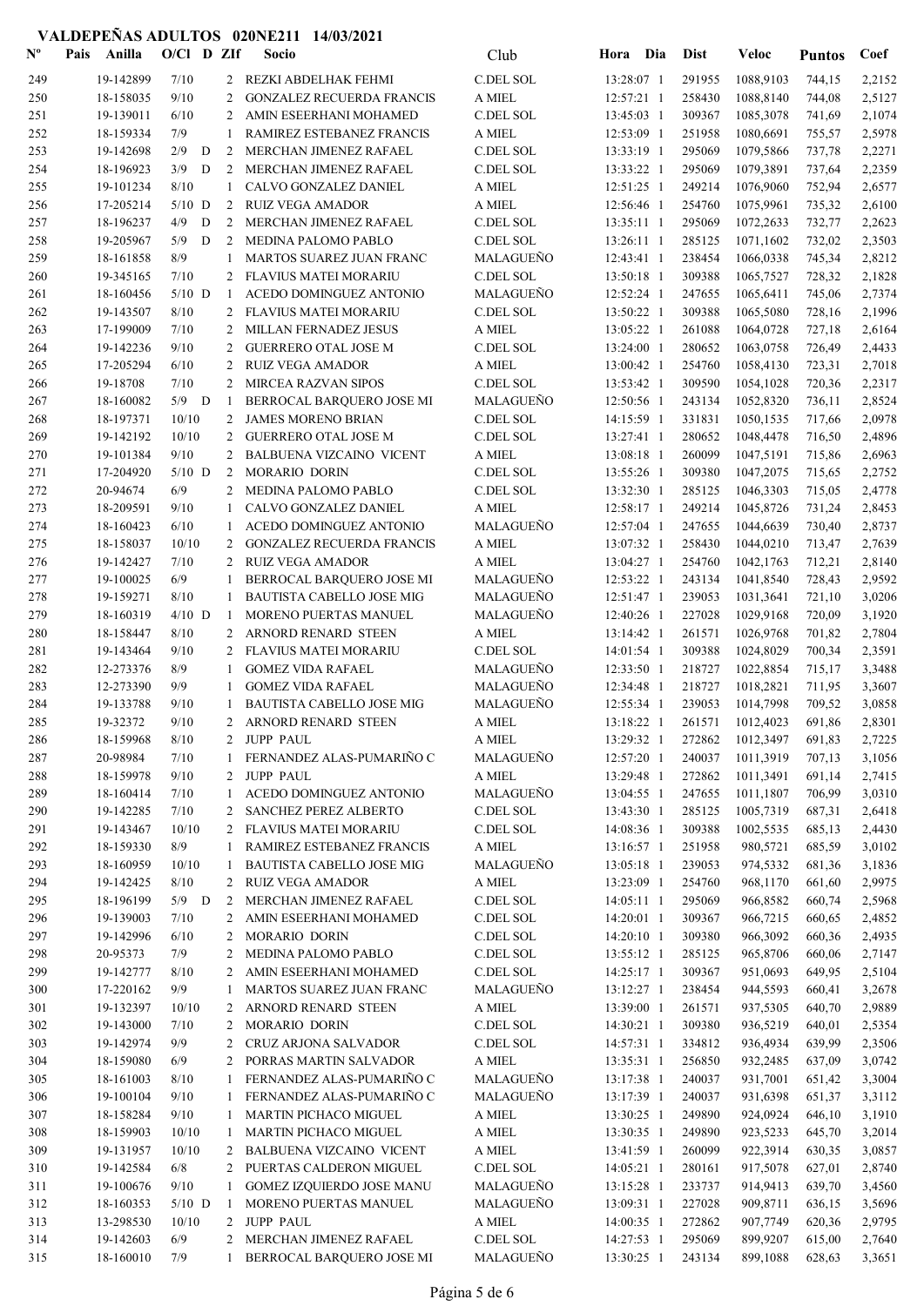# VALDEPEÑAS ADULTOS 020NE211 14/03/2021

| Nº | Pais | Anilla | O/Cl | D | ZIf | Socio | Club | Hora | Dia | Dist | Veloc | Puntos | Coef |
|---|---|---|---|---|---|---|---|---|---|---|---|---|---|
| 249 | | 19-142899 | 7/10 | | 2 | REZKI ABDELHAK FEHMI | C.DEL SOL | 13:28:07 | 1 | 291955 | 1088,9103 | 744,15 | 2,2152 |
| 250 | | 18-158035 | 9/10 | | 2 | GONZALEZ RECUERDA FRANCIS | A MIEL | 12:57:21 | 1 | 258430 | 1088,8140 | 744,08 | 2,5127 |
| 251 | | 19-139011 | 6/10 | | 2 | AMIN ESEERHANI MOHAMED | C.DEL SOL | 13:45:03 | 1 | 309367 | 1085,3078 | 741,69 | 2,1074 |
| 252 | | 18-159334 | 7/9 | | 1 | RAMIREZ ESTEBANEZ FRANCIS | A MIEL | 12:53:09 | 1 | 251958 | 1080,6691 | 755,57 | 2,5978 |
| 253 | | 19-142698 | 2/9 | D | 2 | MERCHAN JIMENEZ RAFAEL | C.DEL SOL | 13:33:19 | 1 | 295069 | 1079,5866 | 737,78 | 2,2271 |
| 254 | | 18-196923 | 3/9 | D | 2 | MERCHAN JIMENEZ RAFAEL | C.DEL SOL | 13:33:22 | 1 | 295069 | 1079,3891 | 737,64 | 2,2359 |
| 255 | | 19-101234 | 8/10 | | 1 | CALVO GONZALEZ DANIEL | A MIEL | 12:51:25 | 1 | 249214 | 1076,9060 | 752,94 | 2,6577 |
| 256 | | 17-205214 | 5/10 | D | 2 | RUIZ VEGA AMADOR | A MIEL | 12:56:46 | 1 | 254760 | 1075,9961 | 735,32 | 2,6100 |
| 257 | | 18-196237 | 4/9 | D | 2 | MERCHAN JIMENEZ RAFAEL | C.DEL SOL | 13:35:11 | 1 | 295069 | 1072,2633 | 732,77 | 2,2623 |
| 258 | | 19-205967 | 5/9 | D | 2 | MEDINA PALOMO PABLO | C.DEL SOL | 13:26:11 | 1 | 285125 | 1071,1602 | 732,02 | 2,3503 |
| 259 | | 18-161858 | 8/9 | | 1 | MARTOS SUAREZ JUAN FRANC | MALAGUEÑO | 12:43:41 | 1 | 238454 | 1066,0338 | 745,34 | 2,8212 |
| 260 | | 19-345165 | 7/10 | | 2 | FLAVIUS MATEI MORARIU | C.DEL SOL | 13:50:18 | 1 | 309388 | 1065,7527 | 728,32 | 2,1828 |
| 261 | | 18-160456 | 5/10 | D | 1 | ACEDO DOMINGUEZ ANTONIO | MALAGUEÑO | 12:52:24 | 1 | 247655 | 1065,6411 | 745,06 | 2,7374 |
| 262 | | 19-143507 | 8/10 | | 2 | FLAVIUS MATEI MORARIU | C.DEL SOL | 13:50:22 | 1 | 309388 | 1065,5080 | 728,16 | 2,1996 |
| 263 | | 17-199009 | 7/10 | | 2 | MILLAN FERNADEZ JESUS | A MIEL | 13:05:22 | 1 | 261088 | 1064,0728 | 727,18 | 2,6164 |
| 264 | | 19-142236 | 9/10 | | 2 | GUERRERO OTAL JOSE M | C.DEL SOL | 13:24:00 | 1 | 280652 | 1063,0758 | 726,49 | 2,4433 |
| 265 | | 17-205294 | 6/10 | | 2 | RUIZ VEGA AMADOR | A MIEL | 13:00:42 | 1 | 254760 | 1058,4130 | 723,31 | 2,7018 |
| 266 | | 19-18708 | 7/10 | | 2 | MIRCEA RAZVAN SIPOS | C.DEL SOL | 13:53:42 | 1 | 309590 | 1054,1028 | 720,36 | 2,2317 |
| 267 | | 18-160082 | 5/9 | D | 1 | BERROCAL BARQUERO JOSE MI | MALAGUEÑO | 12:50:56 | 1 | 243134 | 1052,8320 | 736,11 | 2,8524 |
| 268 | | 18-197371 | 10/10 | | 2 | JAMES MORENO BRIAN | C.DEL SOL | 14:15:59 | 1 | 331831 | 1050,1535 | 717,66 | 2,0978 |
| 269 | | 19-142192 | 10/10 | | 2 | GUERRERO OTAL JOSE M | C.DEL SOL | 13:27:41 | 1 | 280652 | 1048,4478 | 716,50 | 2,4896 |
| 270 | | 19-101384 | 9/10 | | 2 | BALBUENA VIZCAINO VICENT | A MIEL | 13:08:18 | 1 | 260099 | 1047,5191 | 715,86 | 2,6963 |
| 271 | | 17-204920 | 5/10 | D | 2 | MORARIO DORIN | C.DEL SOL | 13:55:26 | 1 | 309380 | 1047,2075 | 715,65 | 2,2752 |
| 272 | | 20-94674 | 6/9 | | 2 | MEDINA PALOMO PABLO | C.DEL SOL | 13:32:30 | 1 | 285125 | 1046,3303 | 715,05 | 2,4778 |
| 273 | | 18-209591 | 9/10 | | 1 | CALVO GONZALEZ DANIEL | A MIEL | 12:58:17 | 1 | 249214 | 1045,8726 | 731,24 | 2,8453 |
| 274 | | 18-160423 | 6/10 | | 1 | ACEDO DOMINGUEZ ANTONIO | MALAGUEÑO | 12:57:04 | 1 | 247655 | 1044,6639 | 730,40 | 2,8737 |
| 275 | | 18-158037 | 10/10 | | 2 | GONZALEZ RECUERDA FRANCIS | A MIEL | 13:07:32 | 1 | 258430 | 1044,0210 | 713,47 | 2,7639 |
| 276 | | 19-142427 | 7/10 | | 2 | RUIZ VEGA AMADOR | A MIEL | 13:04:27 | 1 | 254760 | 1042,1763 | 712,21 | 2,8140 |
| 277 | | 19-100025 | 6/9 | | 1 | BERROCAL BARQUERO JOSE MI | MALAGUEÑO | 12:53:22 | 1 | 243134 | 1041,8540 | 728,43 | 2,9592 |
| 278 | | 19-159271 | 8/10 | | 1 | BAUTISTA CABELLO JOSE MIG | MALAGUEÑO | 12:51:47 | 1 | 239053 | 1031,3641 | 721,10 | 3,0206 |
| 279 | | 18-160319 | 4/10 | D | 1 | MORENO PUERTAS MANUEL | MALAGUEÑO | 12:40:26 | 1 | 227028 | 1029,9168 | 720,09 | 3,1920 |
| 280 | | 18-158447 | 8/10 | | 2 | ARNORD RENARD STEEN | A MIEL | 13:14:42 | 1 | 261571 | 1026,9768 | 701,82 | 2,7804 |
| 281 | | 19-143464 | 9/10 | | 2 | FLAVIUS MATEI MORARIU | C.DEL SOL | 14:01:54 | 1 | 309388 | 1024,8029 | 700,34 | 2,3591 |
| 282 | | 12-273376 | 8/9 | | 1 | GOMEZ VIDA RAFAEL | MALAGUEÑO | 12:33:50 | 1 | 218727 | 1022,8854 | 715,17 | 3,3488 |
| 283 | | 12-273390 | 9/9 | | 1 | GOMEZ VIDA RAFAEL | MALAGUEÑO | 12:34:48 | 1 | 218727 | 1018,2821 | 711,95 | 3,3607 |
| 284 | | 19-133788 | 9/10 | | 1 | BAUTISTA CABELLO JOSE MIG | MALAGUEÑO | 12:55:34 | 1 | 239053 | 1014,7998 | 709,52 | 3,0858 |
| 285 | | 19-32372 | 9/10 | | 2 | ARNORD RENARD STEEN | A MIEL | 13:18:22 | 1 | 261571 | 1012,4023 | 691,86 | 2,8301 |
| 286 | | 18-159968 | 8/10 | | 2 | JUPP PAUL | A MIEL | 13:29:32 | 1 | 272862 | 1012,3497 | 691,83 | 2,7225 |
| 287 | | 20-98984 | 7/10 | | 1 | FERNANDEZ ALAS-PUMARIÑO C | MALAGUEÑO | 12:57:20 | 1 | 240037 | 1011,3919 | 707,13 | 3,1056 |
| 288 | | 18-159978 | 9/10 | | 2 | JUPP PAUL | A MIEL | 13:29:48 | 1 | 272862 | 1011,3491 | 691,14 | 2,7415 |
| 289 | | 18-160414 | 7/10 | | 1 | ACEDO DOMINGUEZ ANTONIO | MALAGUEÑO | 13:04:55 | 1 | 247655 | 1011,1807 | 706,99 | 3,0310 |
| 290 | | 19-142285 | 7/10 | | 2 | SANCHEZ PEREZ ALBERTO | C.DEL SOL | 13:43:30 | 1 | 285125 | 1005,7319 | 687,31 | 2,6418 |
| 291 | | 19-143467 | 10/10 | | 2 | FLAVIUS MATEI MORARIU | C.DEL SOL | 14:08:36 | 1 | 309388 | 1002,5535 | 685,13 | 2,4430 |
| 292 | | 18-159330 | 8/9 | | 1 | RAMIREZ ESTEBANEZ FRANCIS | A MIEL | 13:16:57 | 1 | 251958 | 980,5721 | 685,59 | 3,0102 |
| 293 | | 18-160959 | 10/10 | | 1 | BAUTISTA CABELLO JOSE MIG | MALAGUEÑO | 13:05:18 | 1 | 239053 | 974,5332 | 681,36 | 3,1836 |
| 294 | | 19-142425 | 8/10 | | 2 | RUIZ VEGA AMADOR | A MIEL | 13:23:09 | 1 | 254760 | 968,1170 | 661,60 | 2,9975 |
| 295 | | 18-196199 | 5/9 | D | 2 | MERCHAN JIMENEZ RAFAEL | C.DEL SOL | 14:05:11 | 1 | 295069 | 966,8582 | 660,74 | 2,5968 |
| 296 | | 19-139003 | 7/10 | | 2 | AMIN ESEERHANI MOHAMED | C.DEL SOL | 14:20:01 | 1 | 309367 | 966,7215 | 660,65 | 2,4852 |
| 297 | | 19-142996 | 6/10 | | 2 | MORARIO DORIN | C.DEL SOL | 14:20:10 | 1 | 309380 | 966,3092 | 660,36 | 2,4935 |
| 298 | | 20-95373 | 7/9 | | 2 | MEDINA PALOMO PABLO | C.DEL SOL | 13:55:12 | 1 | 285125 | 965,8706 | 660,06 | 2,7147 |
| 299 | | 19-142777 | 8/10 | | 2 | AMIN ESEERHANI MOHAMED | C.DEL SOL | 14:25:17 | 1 | 309367 | 951,0693 | 649,95 | 2,5104 |
| 300 | | 17-220162 | 9/9 | | 1 | MARTOS SUAREZ JUAN FRANC | MALAGUEÑO | 13:12:27 | 1 | 238454 | 944,5593 | 660,41 | 3,2678 |
| 301 | | 19-132397 | 10/10 | | 2 | ARNORD RENARD STEEN | A MIEL | 13:39:00 | 1 | 261571 | 937,5305 | 640,70 | 2,9889 |
| 302 | | 19-143000 | 7/10 | | 2 | MORARIO DORIN | C.DEL SOL | 14:30:21 | 1 | 309380 | 936,5219 | 640,01 | 2,5354 |
| 303 | | 19-142974 | 9/9 | | 2 | CRUZ ARJONA SALVADOR | C.DEL SOL | 14:57:31 | 1 | 334812 | 936,4934 | 639,99 | 2,3506 |
| 304 | | 18-159080 | 6/9 | | 2 | PORRAS MARTIN SALVADOR | A MIEL | 13:35:31 | 1 | 256850 | 932,2485 | 637,09 | 3,0742 |
| 305 | | 18-161003 | 8/10 | | 1 | FERNANDEZ ALAS-PUMARIÑO C | MALAGUEÑO | 13:17:38 | 1 | 240037 | 931,7001 | 651,42 | 3,3004 |
| 306 | | 19-100104 | 9/10 | | 1 | FERNANDEZ ALAS-PUMARIÑO C | MALAGUEÑO | 13:17:39 | 1 | 240037 | 931,6398 | 651,37 | 3,3112 |
| 307 | | 18-158284 | 9/10 | | 1 | MARTIN PICHACO MIGUEL | A MIEL | 13:30:25 | 1 | 249890 | 924,0924 | 646,10 | 3,1910 |
| 308 | | 18-159903 | 10/10 | | 1 | MARTIN PICHACO MIGUEL | A MIEL | 13:30:35 | 1 | 249890 | 923,5233 | 645,70 | 3,2014 |
| 309 | | 19-131957 | 10/10 | | 2 | BALBUENA VIZCAINO VICENT | A MIEL | 13:41:59 | 1 | 260099 | 922,3914 | 630,35 | 3,0857 |
| 310 | | 19-142584 | 6/8 | | 2 | PUERTAS CALDERON MIGUEL | C.DEL SOL | 14:05:21 | 1 | 280161 | 917,5078 | 627,01 | 2,8740 |
| 311 | | 19-100676 | 9/10 | | 1 | GOMEZ IZQUIERDO JOSE MANU | MALAGUEÑO | 13:15:28 | 1 | 233737 | 914,9413 | 639,70 | 3,4560 |
| 312 | | 18-160353 | 5/10 | D | 1 | MORENO PUERTAS MANUEL | MALAGUEÑO | 13:09:31 | 1 | 227028 | 909,8711 | 636,15 | 3,5696 |
| 313 | | 13-298530 | 10/10 | | 2 | JUPP PAUL | A MIEL | 14:00:35 | 1 | 272862 | 907,7749 | 620,36 | 2,9795 |
| 314 | | 19-142603 | 6/9 | | 2 | MERCHAN JIMENEZ RAFAEL | C.DEL SOL | 14:27:53 | 1 | 295069 | 899,9207 | 615,00 | 2,7640 |
| 315 | | 18-160010 | 7/9 | | 1 | BERROCAL BARQUERO JOSE MI | MALAGUEÑO | 13:30:25 | 1 | 243134 | 899,1088 | 628,63 | 3,3651 |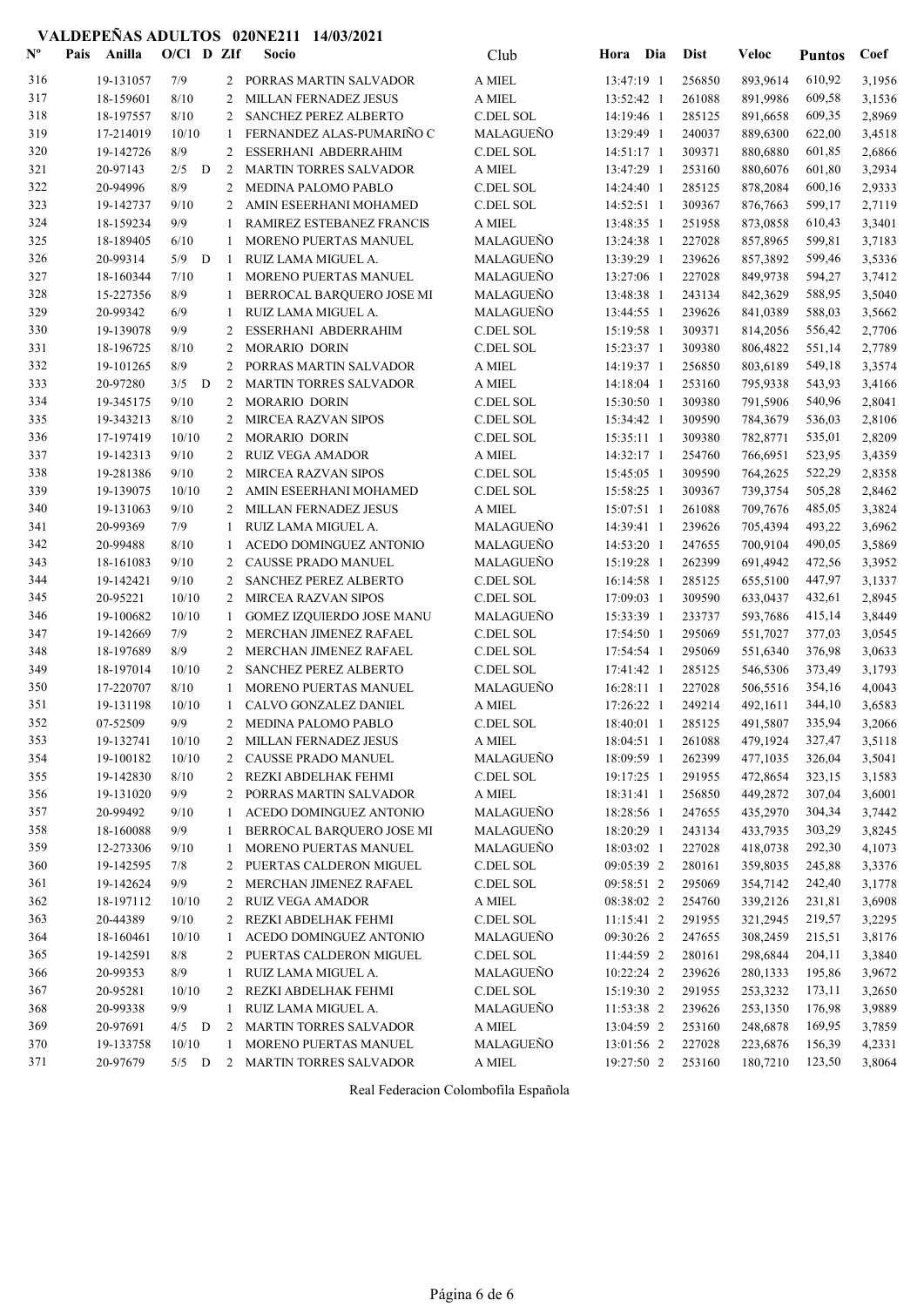# VALDEPEÑAS ADULTOS 020NE211 14/03/2021

| Nº | Pais | Anilla | O/Cl | D | ZIf | Socio | Club | Hora | Dia | Dist | Veloc | Puntos | Coef |
|---|---|---|---|---|---|---|---|---|---|---|---|---|---|
| 316 | | 19-131057 | 7/9 | | 2 | PORRAS MARTIN SALVADOR | A MIEL | 13:47:19 | 1 | 256850 | 893,9614 | 610,92 | 3,1956 |
| 317 | | 18-159601 | 8/10 | | 2 | MILLAN FERNADEZ JESUS | A MIEL | 13:52:42 | 1 | 261088 | 891,9986 | 609,58 | 3,1536 |
| 318 | | 18-197557 | 8/10 | | 2 | SANCHEZ PEREZ ALBERTO | C.DEL SOL | 14:19:46 | 1 | 285125 | 891,6658 | 609,35 | 2,8969 |
| 319 | | 17-214019 | 10/10 | | 1 | FERNANDEZ ALAS-PUMARIÑO C | MALAGUEÑO | 13:29:49 | 1 | 240037 | 889,6300 | 622,00 | 3,4518 |
| 320 | | 19-142726 | 8/9 | | 2 | ESSERHANI ABDERRAHIM | C.DEL SOL | 14:51:17 | 1 | 309371 | 880,6880 | 601,85 | 2,6866 |
| 321 | | 20-97143 | 2/5 | D | 2 | MARTIN TORRES SALVADOR | A MIEL | 13:47:29 | 1 | 253160 | 880,6076 | 601,80 | 3,2934 |
| 322 | | 20-94996 | 8/9 | | 2 | MEDINA PALOMO PABLO | C.DEL SOL | 14:24:40 | 1 | 285125 | 878,2084 | 600,16 | 2,9333 |
| 323 | | 19-142737 | 9/10 | | 2 | AMIN ESEERHANI MOHAMED | C.DEL SOL | 14:52:51 | 1 | 309367 | 876,7663 | 599,17 | 2,7119 |
| 324 | | 18-159234 | 9/9 | | 1 | RAMIREZ ESTEBANEZ FRANCIS | A MIEL | 13:48:35 | 1 | 251958 | 873,0858 | 610,43 | 3,3401 |
| 325 | | 18-189405 | 6/10 | | 1 | MORENO PUERTAS MANUEL | MALAGUEÑO | 13:24:38 | 1 | 227028 | 857,8965 | 599,81 | 3,7183 |
| 326 | | 20-99314 | 5/9 | D | 1 | RUIZ LAMA MIGUEL A. | MALAGUEÑO | 13:39:29 | 1 | 239626 | 857,3892 | 599,46 | 3,5336 |
| 327 | | 18-160344 | 7/10 | | 1 | MORENO PUERTAS MANUEL | MALAGUEÑO | 13:27:06 | 1 | 227028 | 849,9738 | 594,27 | 3,7412 |
| 328 | | 15-227356 | 8/9 | | 1 | BERROCAL BARQUERO JOSE MI | MALAGUEÑO | 13:48:38 | 1 | 243134 | 842,3629 | 588,95 | 3,5040 |
| 329 | | 20-99342 | 6/9 | | 1 | RUIZ LAMA MIGUEL A. | MALAGUEÑO | 13:44:55 | 1 | 239626 | 841,0389 | 588,03 | 3,5662 |
| 330 | | 19-139078 | 9/9 | | 2 | ESSERHANI ABDERRAHIM | C.DEL SOL | 15:19:58 | 1 | 309371 | 814,2056 | 556,42 | 2,7706 |
| 331 | | 18-196725 | 8/10 | | 2 | MORARIO DORIN | C.DEL SOL | 15:23:37 | 1 | 309380 | 806,4822 | 551,14 | 2,7789 |
| 332 | | 19-101265 | 8/9 | | 2 | PORRAS MARTIN SALVADOR | A MIEL | 14:19:37 | 1 | 256850 | 803,6189 | 549,18 | 3,3574 |
| 333 | | 20-97280 | 3/5 | D | 2 | MARTIN TORRES SALVADOR | A MIEL | 14:18:04 | 1 | 253160 | 795,9338 | 543,93 | 3,4166 |
| 334 | | 19-345175 | 9/10 | | 2 | MORARIO DORIN | C.DEL SOL | 15:30:50 | 1 | 309380 | 791,5906 | 540,96 | 2,8041 |
| 335 | | 19-343213 | 8/10 | | 2 | MIRCEA RAZVAN SIPOS | C.DEL SOL | 15:34:42 | 1 | 309590 | 784,3679 | 536,03 | 2,8106 |
| 336 | | 17-197419 | 10/10 | | 2 | MORARIO DORIN | C.DEL SOL | 15:35:11 | 1 | 309380 | 782,8771 | 535,01 | 2,8209 |
| 337 | | 19-142313 | 9/10 | | 2 | RUIZ VEGA AMADOR | A MIEL | 14:32:17 | 1 | 254760 | 766,6951 | 523,95 | 3,4359 |
| 338 | | 19-281386 | 9/10 | | 2 | MIRCEA RAZVAN SIPOS | C.DEL SOL | 15:45:05 | 1 | 309590 | 764,2625 | 522,29 | 2,8358 |
| 339 | | 19-139075 | 10/10 | | 2 | AMIN ESEERHANI MOHAMED | C.DEL SOL | 15:58:25 | 1 | 309367 | 739,3754 | 505,28 | 2,8462 |
| 340 | | 19-131063 | 9/10 | | 2 | MILLAN FERNADEZ JESUS | A MIEL | 15:07:51 | 1 | 261088 | 709,7676 | 485,05 | 3,3824 |
| 341 | | 20-99369 | 7/9 | | 1 | RUIZ LAMA MIGUEL A. | MALAGUEÑO | 14:39:41 | 1 | 239626 | 705,4394 | 493,22 | 3,6962 |
| 342 | | 20-99488 | 8/10 | | 1 | ACEDO DOMINGUEZ ANTONIO | MALAGUEÑO | 14:53:20 | 1 | 247655 | 700,9104 | 490,05 | 3,5869 |
| 343 | | 18-161083 | 9/10 | | 2 | CAUSSE PRADO MANUEL | MALAGUEÑO | 15:19:28 | 1 | 262399 | 691,4942 | 472,56 | 3,3952 |
| 344 | | 19-142421 | 9/10 | | 2 | SANCHEZ PEREZ ALBERTO | C.DEL SOL | 16:14:58 | 1 | 285125 | 655,5100 | 447,97 | 3,1337 |
| 345 | | 20-95221 | 10/10 | | 2 | MIRCEA RAZVAN SIPOS | C.DEL SOL | 17:09:03 | 1 | 309590 | 633,0437 | 432,61 | 2,8945 |
| 346 | | 19-100682 | 10/10 | | 1 | GOMEZ IZQUIERDO JOSE MANU | MALAGUEÑO | 15:33:39 | 1 | 233737 | 593,7686 | 415,14 | 3,8449 |
| 347 | | 19-142669 | 7/9 | | 2 | MERCHAN JIMENEZ RAFAEL | C.DEL SOL | 17:54:50 | 1 | 295069 | 551,7027 | 377,03 | 3,0545 |
| 348 | | 18-197689 | 8/9 | | 2 | MERCHAN JIMENEZ RAFAEL | C.DEL SOL | 17:54:54 | 1 | 295069 | 551,6340 | 376,98 | 3,0633 |
| 349 | | 18-197014 | 10/10 | | 2 | SANCHEZ PEREZ ALBERTO | C.DEL SOL | 17:41:42 | 1 | 285125 | 546,5306 | 373,49 | 3,1793 |
| 350 | | 17-220707 | 8/10 | | 1 | MORENO PUERTAS MANUEL | MALAGUEÑO | 16:28:11 | 1 | 227028 | 506,5516 | 354,16 | 4,0043 |
| 351 | | 19-131198 | 10/10 | | 1 | CALVO GONZALEZ DANIEL | A MIEL | 17:26:22 | 1 | 249214 | 492,1611 | 344,10 | 3,6583 |
| 352 | | 07-52509 | 9/9 | | 2 | MEDINA PALOMO PABLO | C.DEL SOL | 18:40:01 | 1 | 285125 | 491,5807 | 335,94 | 3,2066 |
| 353 | | 19-132741 | 10/10 | | 2 | MILLAN FERNADEZ JESUS | A MIEL | 18:04:51 | 1 | 261088 | 479,1924 | 327,47 | 3,5118 |
| 354 | | 19-100182 | 10/10 | | 2 | CAUSSE PRADO MANUEL | MALAGUEÑO | 18:09:59 | 1 | 262399 | 477,1035 | 326,04 | 3,5041 |
| 355 | | 19-142830 | 8/10 | | 2 | REZKI ABDELHAK FEHMI | C.DEL SOL | 19:17:25 | 1 | 291955 | 472,8654 | 323,15 | 3,1583 |
| 356 | | 19-131020 | 9/9 | | 2 | PORRAS MARTIN SALVADOR | A MIEL | 18:31:41 | 1 | 256850 | 449,2872 | 307,04 | 3,6001 |
| 357 | | 20-99492 | 9/10 | | 1 | ACEDO DOMINGUEZ ANTONIO | MALAGUEÑO | 18:28:56 | 1 | 247655 | 435,2970 | 304,34 | 3,7442 |
| 358 | | 18-160088 | 9/9 | | 1 | BERROCAL BARQUERO JOSE MI | MALAGUEÑO | 18:20:29 | 1 | 243134 | 433,7935 | 303,29 | 3,8245 |
| 359 | | 12-273306 | 9/10 | | 1 | MORENO PUERTAS MANUEL | MALAGUEÑO | 18:03:02 | 1 | 227028 | 418,0738 | 292,30 | 4,1073 |
| 360 | | 19-142595 | 7/8 | | 2 | PUERTAS CALDERON MIGUEL | C.DEL SOL | 09:05:39 | 2 | 280161 | 359,8035 | 245,88 | 3,3376 |
| 361 | | 19-142624 | 9/9 | | 2 | MERCHAN JIMENEZ RAFAEL | C.DEL SOL | 09:58:51 | 2 | 295069 | 354,7142 | 242,40 | 3,1778 |
| 362 | | 18-197112 | 10/10 | | 2 | RUIZ VEGA AMADOR | A MIEL | 08:38:02 | 2 | 254760 | 339,2126 | 231,81 | 3,6908 |
| 363 | | 20-44389 | 9/10 | | 2 | REZKI ABDELHAK FEHMI | C.DEL SOL | 11:15:41 | 2 | 291955 | 321,2945 | 219,57 | 3,2295 |
| 364 | | 18-160461 | 10/10 | | 1 | ACEDO DOMINGUEZ ANTONIO | MALAGUEÑO | 09:30:26 | 2 | 247655 | 308,2459 | 215,51 | 3,8176 |
| 365 | | 19-142591 | 8/8 | | 2 | PUERTAS CALDERON MIGUEL | C.DEL SOL | 11:44:59 | 2 | 280161 | 298,6844 | 204,11 | 3,3840 |
| 366 | | 20-99353 | 8/9 | | 1 | RUIZ LAMA MIGUEL A. | MALAGUEÑO | 10:22:24 | 2 | 239626 | 280,1333 | 195,86 | 3,9672 |
| 367 | | 20-95281 | 10/10 | | 2 | REZKI ABDELHAK FEHMI | C.DEL SOL | 15:19:30 | 2 | 291955 | 253,3232 | 173,11 | 3,2650 |
| 368 | | 20-99338 | 9/9 | | 1 | RUIZ LAMA MIGUEL A. | MALAGUEÑO | 11:53:38 | 2 | 239626 | 253,1350 | 176,98 | 3,9889 |
| 369 | | 20-97691 | 4/5 | D | 2 | MARTIN TORRES SALVADOR | A MIEL | 13:04:59 | 2 | 253160 | 248,6878 | 169,95 | 3,7859 |
| 370 | | 19-133758 | 10/10 | | 1 | MORENO PUERTAS MANUEL | MALAGUEÑO | 13:01:56 | 2 | 227028 | 223,6876 | 156,39 | 4,2331 |
| 371 | | 20-97679 | 5/5 | D | 2 | MARTIN TORRES SALVADOR | A MIEL | 19:27:50 | 2 | 253160 | 180,7210 | 123,50 | 3,8064 |

Real Federacion Colombofila Española